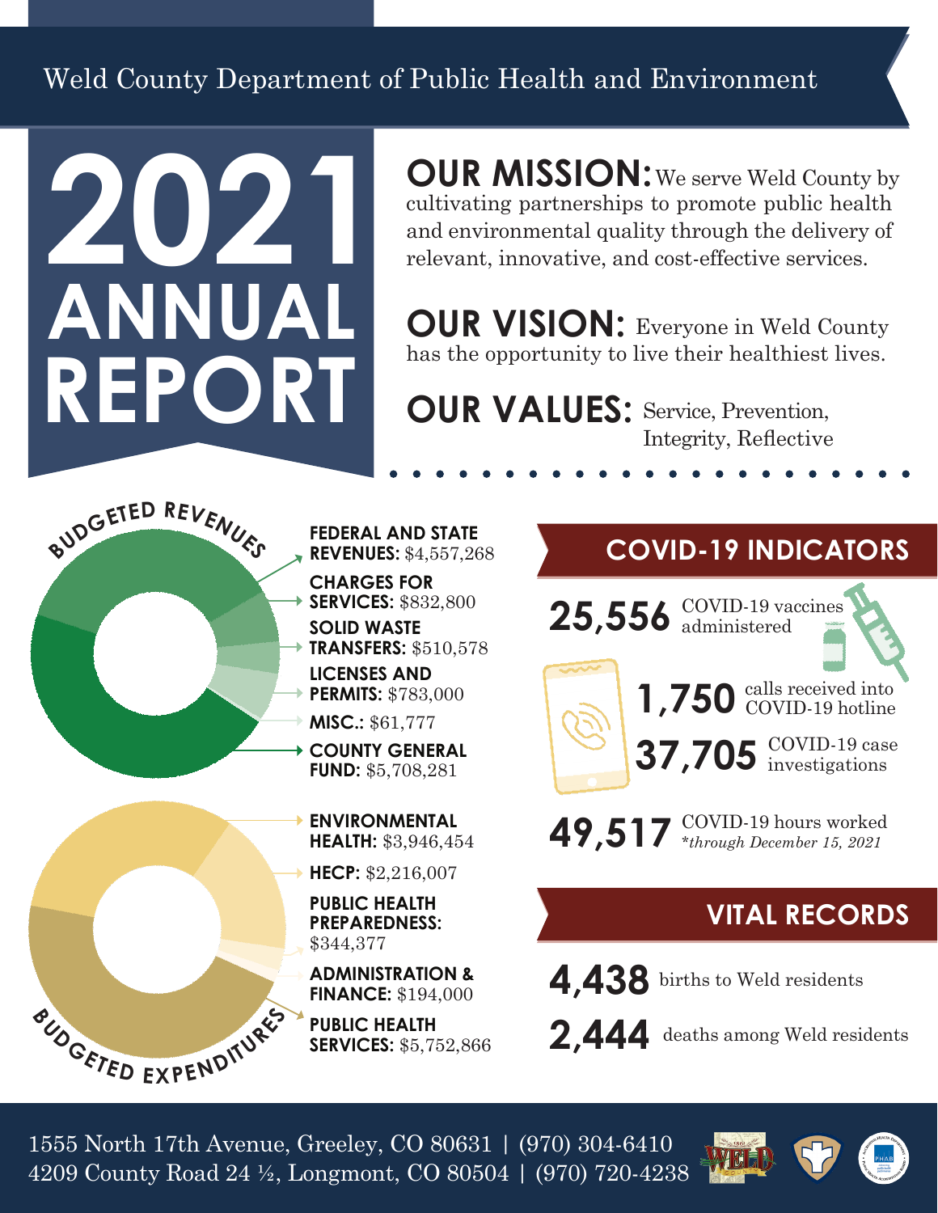Weld County Department of Public Health and Environment

# 2021 ANNUAL REPORT

**OUR MISSION:** We serve Weld County by cultivating partnerships to promote public health and environmental quality through the delivery of relevant, innovative, and cost-effective services.

**OUR VISION:** Everyone in Weld County has the opportunity to live their healthiest lives.

**OUR VALUES:** Service, Prevention, Integrity, Reflective

## BUDGETED REVENUES

- **FEDERAL AND STATE REVENUES:** $4,557,268
- **CHARGES FOR SERVICES:** $832,800
- **SOLID WASTE TRANSFERS:** $510,578
- **LICENSES AND PERMITS:** $783,000
- **MISC.:** $61,777
- **COUNTY GENERAL FUND:** $5,708,281

## BUDGETED EXPENDITURES

- **ENVIRONMENTAL HEALTH:** $3,946,454
- **HECP:** $2,216,007
- **PUBLIC HEALTH PREPAREDNESS:** $344,377
- **ADMINISTRATION & FINANCE:** $194,000
- **PUBLIC HEALTH SERVICES:** $5,752,866

## COVID-19 INDICATORS

**25,556** COVID-19 vaccines administered

**1,750** calls received into COVID-19 hotline

**37,705** COVID-19 case investigations

**49,517** COVID-19 hours worked *\*through December 15, 2021*

## VITAL RECORDS

**4,438** births to Weld residents

**2,444** deaths among Weld residents

1555 North 17th Avenue, Greeley, CO 80631 | (970) 304-6410
4209 County Road 24 ½, Longmont, CO 80504 | (970) 720-4238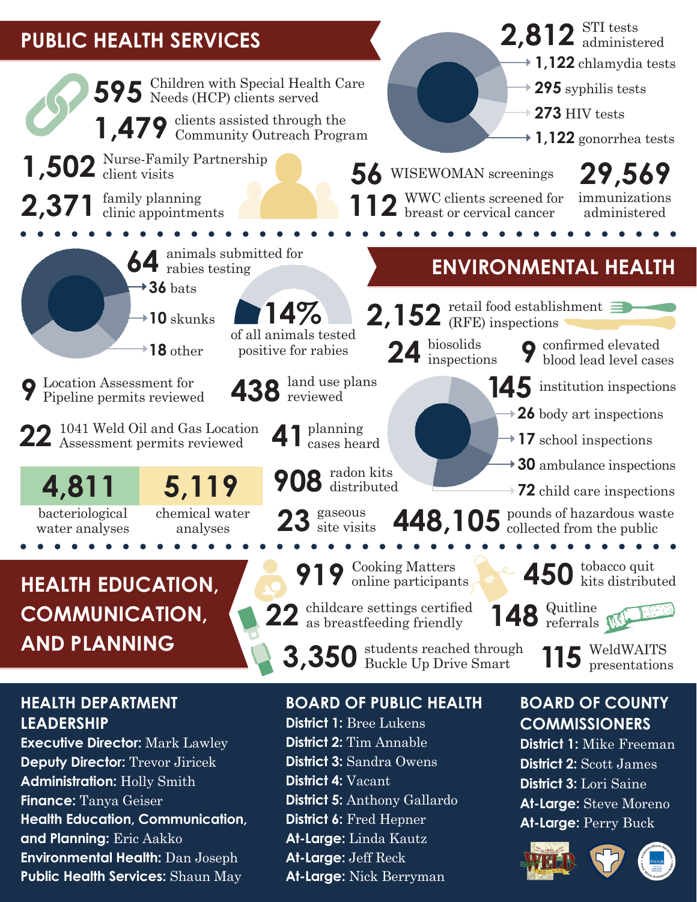## PUBLIC HEALTH SERVICES

**595** Children with Special Health Care Needs (HCP) clients served

**1,479** clients assisted through the Community Outreach Program

**1,502** Nurse-Family Partnership client visits

**2,371** family planning clinic appointments

**2,812** STI tests administered

- **1,122** chlamydia tests
- **295** syphilis tests
- **273** HIV tests
- **1,122** gonorrhea tests

**56** WISEWOMAN screenings

**112** WWC clients screened for breast or cervical cancer

**29,569** immunizations administered

## ENVIRONMENTAL HEALTH

**64** animals submitted for rabies testing

- **36** bats
- **10** skunks
- **18** other

**14%** of all animals tested positive for rabies

**2,152** retail food establishment (RFE) inspections

**24** biosolids inspections

**9** confirmed elevated blood lead level cases

**9** Location Assessment for Pipeline permits reviewed

**438** land use plans reviewed

**22** 1041 Weld Oil and Gas Location Assessment permits reviewed

**41** planning cases heard

**145** institution inspections

- **26** body art inspections
- **17** school inspections
- **30** ambulance inspections
- **72** child care inspections

**4,811** bacteriological water analyses

**5,119** chemical water analyses

**908** radon kits distributed

**23** gaseous site visits

**448,105** pounds of hazardous waste collected from the public

## HEALTH EDUCATION, COMMUNICATION, AND PLANNING

**919** Cooking Matters online participants

**450** tobacco quit kits distributed

**22** childcare settings certified as breastfeeding friendly

**148** Quitline referrals

**3,350** students reached through Buckle Up Drive Smart

**115** WeldWAITS presentations

### HEALTH DEPARTMENT LEADERSHIP

**Executive Director:** Mark Lawley
**Deputy Director:** Trevor Jiricek
**Administration:** Holly Smith
**Finance:** Tanya Geiser
**Health Education, Communication, and Planning:** Eric Aakko
**Environmental Health:** Dan Joseph
**Public Health Services:** Shaun May

### BOARD OF PUBLIC HEALTH

**District 1:** Bree Lukens
**District 2:** Tim Annable
**District 3:** Sandra Owens
**District 4:** Vacant
**District 5:** Anthony Gallardo
**District 6:** Fred Hepner
**At-Large:** Linda Kautz
**At-Large:** Jeff Reck
**At-Large:** Nick Berryman

### BOARD OF COUNTY COMMISSIONERS

**District 1:** Mike Freeman
**District 2:** Scott James
**District 3:** Lori Saine
**At-Large:** Steve Moreno
**At-Large:** Perry Buck